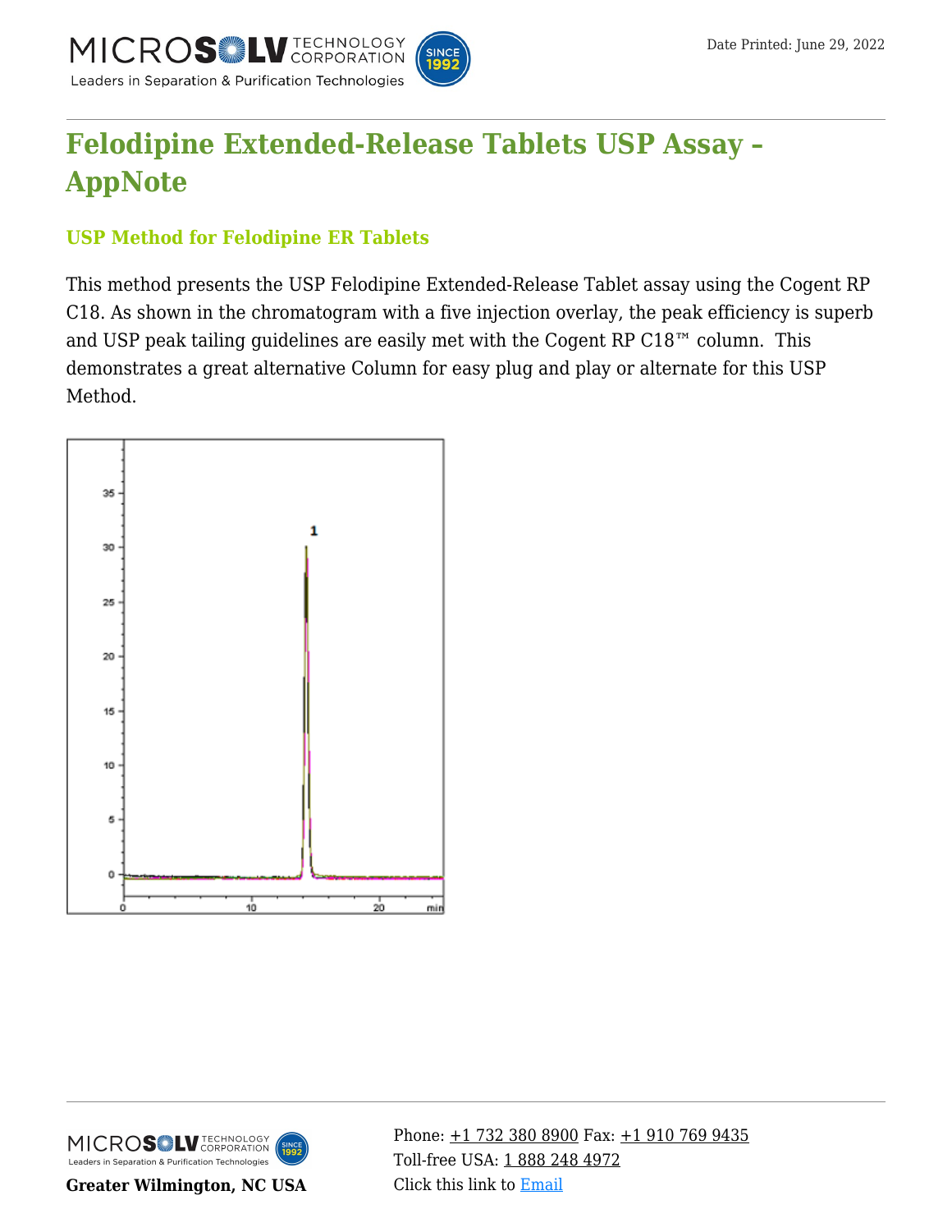# Felodipine Extended-Release Tablets USP Assay – AppNote

## USP Method for Felodipine ER Tablets

This method presents the USP Felodipine Extended-Release Tablet assay using the Cogent RP C18. As shown in the chromatogram with a five injection overlay, the peak efficiency is superb and USP peak tailing guidelines are easily met with the Cogent RP C18™ column. This demonstrates a great alternative Column for easy plug and play or alternate for this USP Method.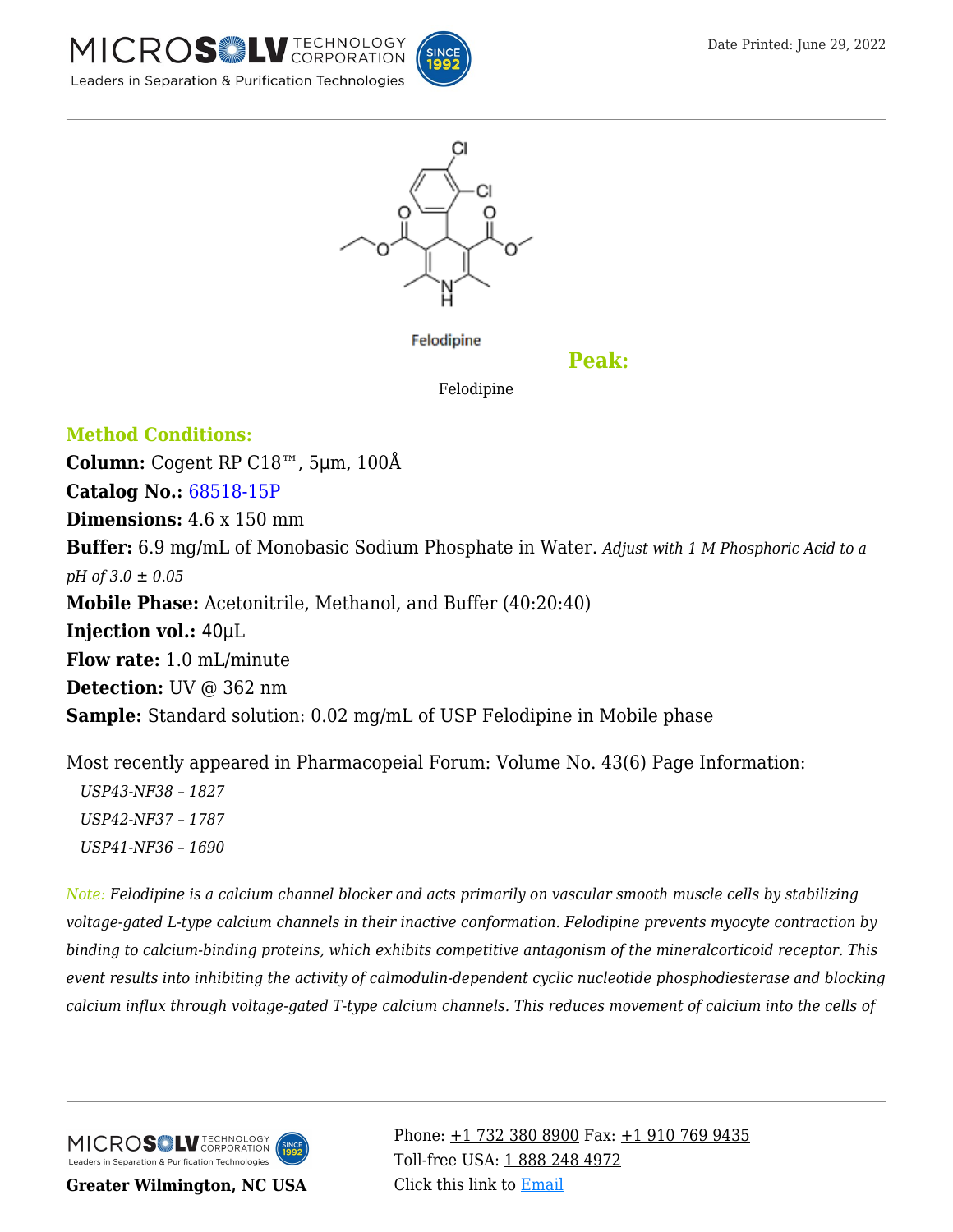Felodipine

**Peak:**

Felodipine

**Method Conditions:**

**Column:** Cogent RP C18™, 5µm, 100Å

**Catalog No.:** [68518-15P]

**Dimensions:** 4.6 x 150 mm

**Buffer:** 6.9 mg/mL of Monobasic Sodium Phosphate in Water. *Adjust with 1 M Phosphoric Acid to a pH of 3.0 ± 0.05*

**Mobile Phase:** Acetonitrile, Methanol, and Buffer (40:20:40)

**Injection vol.:** 40µL

**Flow rate:** 1.0 mL/minute

**Detection:** UV @ 362 nm

**Sample:** Standard solution: 0.02 mg/mL of USP Felodipine in Mobile phase

Most recently appeared in Pharmacopeial Forum: Volume No. 43(6) Page Information:

*USP43-NF38 – 1827*
*USP42-NF37 – 1787*
*USP41-NF36 – 1690*

Note: *Felodipine is a calcium channel blocker and acts primarily on vascular smooth muscle cells by stabilizing voltage-gated L-type calcium channels in their inactive conformation. Felodipine prevents myocyte contraction by binding to calcium-binding proteins, which exhibits competitive antagonism of the mineralcorticoid receptor. This event results into inhibiting the activity of calmodulin-dependent cyclic nucleotide phosphodiesterase and blocking calcium influx through voltage-gated T-type calcium channels. This reduces movement of calcium into the cells of*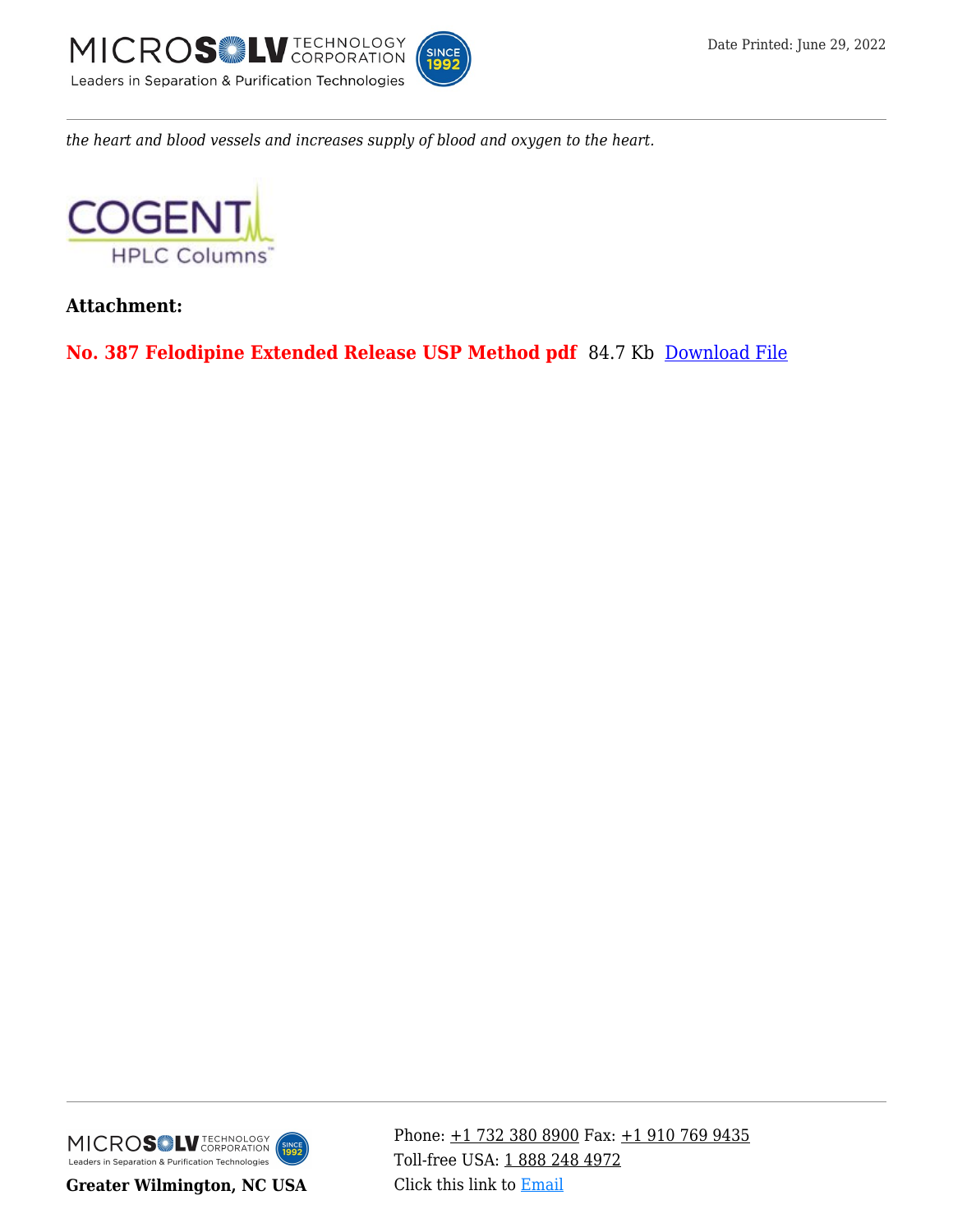*the heart and blood vessels and increases supply of blood and oxygen to the heart.*

**Attachment:**

**No. 387 Felodipine Extended Release USP Method pdf** 84.7 Kb [Download File]

**Greater Wilmington, NC USA**

Phone: +1 732 380 8900 Fax: +1 910 769 9435
Toll-free USA: 1 888 248 4972
Click this link to [Email]